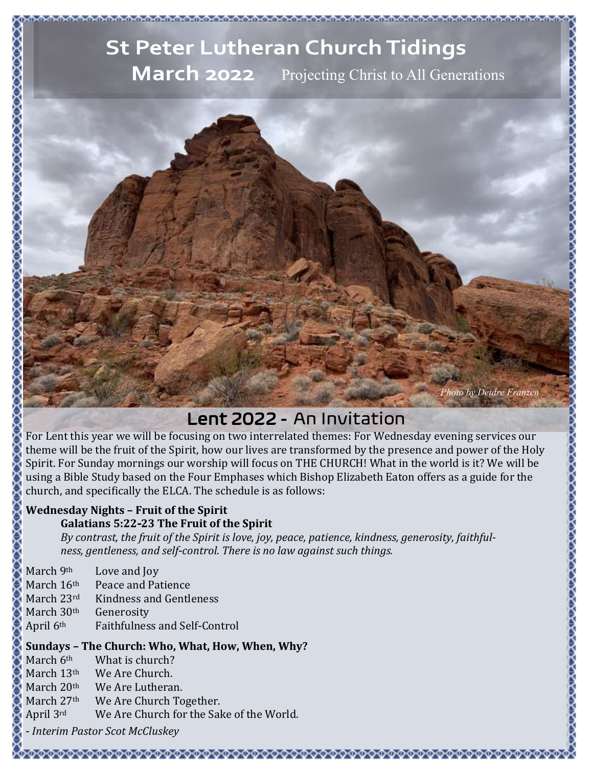# St Peter Lutheran Church Tidings

**March 2022** Projecting Christ to All Generations

*Photo by Deidre Franzen*

## Lent 2022 - An Invitation

For Lent this year we will be focusing on two interrelated themes: For Wednesday evening services our theme will be the fruit of the Spirit, how our lives are transformed by the presence and power of the Holy Spirit. For Sunday mornings our worship will focus on THE CHURCH! What in the world is it? We will be using a Bible Study based on the Four Emphases which Bishop Elizabeth Eaton offers as a guide for the church, and specifically the ELCA. The schedule is as follows:

**Wednesday Nights – Fruit of the Spirit**

**Galatians 5:22-23 The Fruit of the Spirit**

*By contrast, the fruit of the Spirit is love, joy, peace, patience, kindness, generosity, faithfulness, gentleness, and self-control. There is no law against such things.*

| | |
|---|---|
| March 9th | Love and Joy |
| March 16th | Peace and Patience |
| March 23rd | Kindness and Gentleness |
| March 30th | Generosity |
| April 6th | Faithfulness and Self-Control |

**Sundays – The Church: Who, What, How, When, Why?**

| | |
|---|---|
| March 6th | What is church? |
| March 13th | We Are Church. |
| March 20th | We Are Lutheran. |
| March 27th | We Are Church Together. |
| April 3rd | We Are Church for the Sake of the World. |

*- Interim Pastor Scot McCluskey*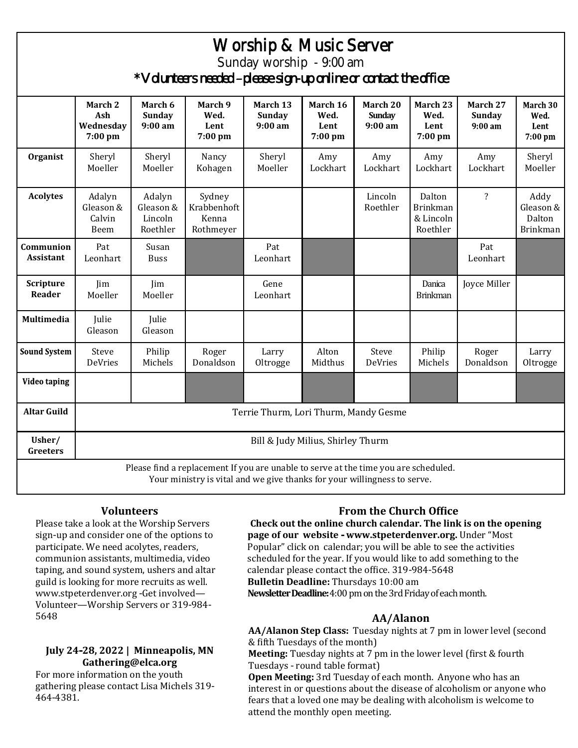# Worship & Music Server

Sunday worship - 9:00 am

*Volunteers needed – please sign-up online or contact the office

| | March 2 Ash Wednesday 7:00 pm | March 6 Sunday 9:00 am | March 9 Wed. Lent 7:00 pm | March 13 Sunday 9:00 am | March 16 Wed. Lent 7:00 pm | March 20 Sunday 9:00 am | March 23 Wed. Lent 7:00 pm | March 27 Sunday 9:00 am | March 30 Wed. Lent 7:00 pm |
|---|---|---|---|---|---|---|---|---|---|
| **Organist** | Sheryl Moeller | Sheryl Moeller | Nancy Kohagen | Sheryl Moeller | Amy Lockhart | Amy Lockhart | Amy Lockhart | Amy Lockhart | Sheryl Moeller |
| **Acolytes** | Adalyn Gleason & Calvin Beem | Adalyn Gleason & Lincoln Roethler | Sydney Krabbenhoft Kenna Rothmeyer | | | Lincoln Roethler | Dalton Brinkman & Lincoln Roethler | ? | Addy Gleason & Dalton Brinkman |
| **Communion Assistant** | Pat Leonhart | Susan Buss | | Pat Leonhart | | | | Pat Leonhart | |
| **Scripture Reader** | Jim Moeller | Jim Moeller | | Gene Leonhart | | | Danica Brinkman | Joyce Miller | |
| **Multimedia** | Julie Gleason | Julie Gleason | | | | | | | |
| **Sound System** | Steve DeVries | Philip Michels | Roger Donaldson | Larry Oltrogge | Alton Midthus | Steve DeVries | Philip Michels | Roger Donaldson | Larry Oltrogge |
| **Video taping** | | | | | | | | | |
| **Altar Guild** | Terrie Thurm, Lori Thurm, Mandy Gesme | | | | | | | | |
| **Usher/ Greeters** | Bill & Judy Milius, Shirley Thurm | | | | | | | | |

Please find a replacement If you are unable to serve at the time you are scheduled.
Your ministry is vital and we give thanks for your willingness to serve.

### Volunteers

Please take a look at the Worship Servers sign-up and consider one of the options to participate. We need acolytes, readers, communion assistants, multimedia, video taping, and sound system, ushers and altar guild is looking for more recruits as well. www.stpeterdenver.org -Get involved—Volunteer—Worship Servers or 319-984-5648

**July 24-28, 2022 | Minneapolis, MN**
**Gathering@elca.org**

For more information on the youth gathering please contact Lisa Michels 319-464-4381.

### From the Church Office

**Check out the online church calendar. The link is on the opening page of our website - www.stpeterdenver.org.** Under "Most Popular" click on calendar; you will be able to see the activities scheduled for the year. If you would like to add something to the calendar please contact the office. 319-984-5648

**Bulletin Deadline:** Thursdays 10:00 am

**Newsletter Deadline:** 4:00 pm on the 3rd Friday of each month.

### AA/Alanon

**AA/Alanon Step Class:** Tuesday nights at 7 pm in lower level (second & fifth Tuesdays of the month)

**Meeting:** Tuesday nights at 7 pm in the lower level (first & fourth Tuesdays - round table format)

**Open Meeting:** 3rd Tuesday of each month. Anyone who has an interest in or questions about the disease of alcoholism or anyone who fears that a loved one may be dealing with alcoholism is welcome to attend the monthly open meeting.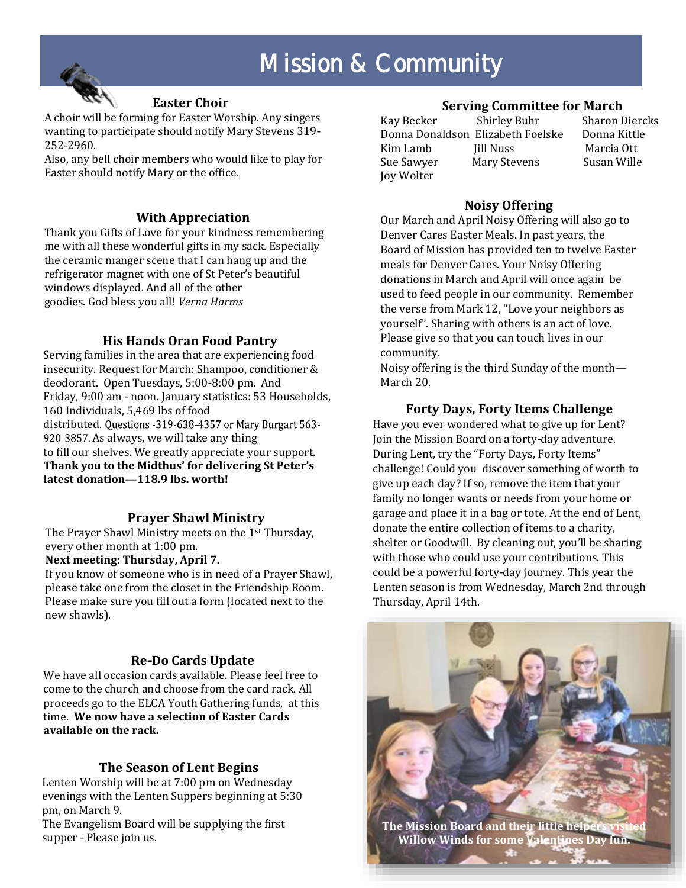# Mission & Community

## Easter Choir

A choir will be forming for Easter Worship. Any singers wanting to participate should notify Mary Stevens 319-252-2960.

Also, any bell choir members who would like to play for Easter should notify Mary or the office.

## With Appreciation

Thank you Gifts of Love for your kindness remembering me with all these wonderful gifts in my sack. Especially the ceramic manger scene that I can hang up and the refrigerator magnet with one of St Peter's beautiful windows displayed. And all of the other goodies. God bless you all! *Verna Harms*

## His Hands Oran Food Pantry

Serving families in the area that are experiencing food insecurity. Request for March: Shampoo, conditioner & deodorant. Open Tuesdays, 5:00-8:00 pm. And Friday, 9:00 am - noon. January statistics: 53 Households, 160 Individuals, 5,469 lbs of food distributed. Questions -319-638-4357 or Mary Burgart 563-920-3857. As always, we will take any thing to fill our shelves. We greatly appreciate your support.
**Thank you to the Midthus' for delivering St Peter's latest donation—118.9 lbs. worth!**

## Prayer Shawl Ministry

The Prayer Shawl Ministry meets on the 1st Thursday, every other month at 1:00 pm.
**Next meeting: Thursday, April 7.**
If you know of someone who is in need of a Prayer Shawl, please take one from the closet in the Friendship Room. Please make sure you fill out a form (located next to the new shawls).

## Re-Do Cards Update

We have all occasion cards available. Please feel free to come to the church and choose from the card rack. All proceeds go to the ELCA Youth Gathering funds, at this time. **We now have a selection of Easter Cards available on the rack.**

## The Season of Lent Begins

Lenten Worship will be at 7:00 pm on Wednesday evenings with the Lenten Suppers beginning at 5:30 pm, on March 9.
The Evangelism Board will be supplying the first supper - Please join us.

## Serving Committee for March

Kay Becker, Shirley Buhr, Sharon Diercks, Donna Donaldson, Elizabeth Foelske, Donna Kittle, Kim Lamb, Jill Nuss, Marcia Ott, Sue Sawyer, Mary Stevens, Susan Wille, Joy Wolter

## Noisy Offering

Our March and April Noisy Offering will also go to Denver Cares Easter Meals. In past years, the Board of Mission has provided ten to twelve Easter meals for Denver Cares. Your Noisy Offering donations in March and April will once again be used to feed people in our community. Remember the verse from Mark 12, "Love your neighbors as yourself". Sharing with others is an act of love. Please give so that you can touch lives in our community.
Noisy offering is the third Sunday of the month—March 20.

## Forty Days, Forty Items Challenge

Have you ever wondered what to give up for Lent? Join the Mission Board on a forty-day adventure. During Lent, try the "Forty Days, Forty Items" challenge! Could you discover something of worth to give up each day? If so, remove the item that your family no longer wants or needs from your home or garage and place it in a bag or tote. At the end of Lent, donate the entire collection of items to a charity, shelter or Goodwill. By cleaning out, you'll be sharing with those who could use your contributions. This could be a powerful forty-day journey. This year the Lenten season is from Wednesday, March 2nd through Thursday, April 14th.

**The Mission Board and their little helpers visited Willow Winds for some Valentines Day fun.**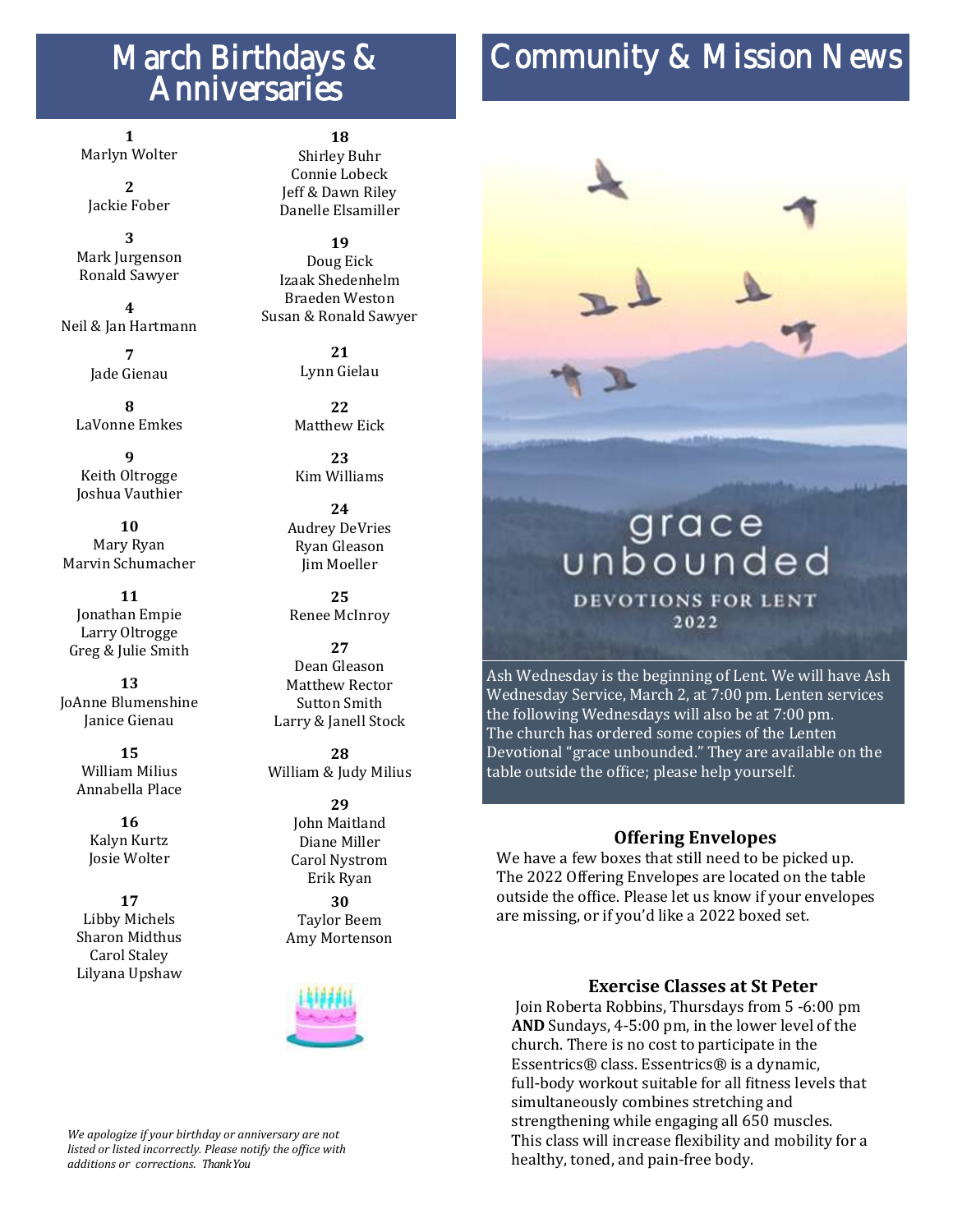## March Birthdays & Anniversaries

**1**
Marlyn Wolter

**2**
Jackie Fober

**3**
Mark Jurgenson
Ronald Sawyer

**4**
Neil & Jan Hartmann

**7**
Jade Gienau

**8**
LaVonne Emkes

**9**
Keith Oltrogge
Joshua Vauthier

**10**
Mary Ryan
Marvin Schumacher

**11**
Jonathan Empie
Larry Oltrogge
Greg & Julie Smith

**13**
JoAnne Blumenshine
Janice Gienau

**15**
William Milius
Annabella Place

**16**
Kalyn Kurtz
Josie Wolter

**17**
Libby Michels
Sharon Midthus
Carol Staley
Lilyana Upshaw

**18**
Shirley Buhr
Connie Lobeck
Jeff & Dawn Riley
Danelle Elsamiller

**19**
Doug Eick
Izaak Shedenhelm
Braeden Weston
Susan & Ronald Sawyer

**21**
Lynn Gielau

**22**
Matthew Eick

**23**
Kim Williams

**24**
Audrey DeVries
Ryan Gleason
Jim Moeller

**25**
Renee McInroy

**27**
Dean Gleason
Matthew Rector
Sutton Smith
Larry & Janell Stock

**28**
William & Judy Milius

**29**
John Maitland
Diane Miller
Carol Nystrom
Erik Ryan

**30**
Taylor Beem
Amy Mortenson

*We apologize if your birthday or anniversary are not listed or listed incorrectly. Please notify the office with additions or corrections. Thank You*

## Community & Mission News

grace unbounded
DEVOTIONS FOR LENT
2022

Ash Wednesday is the beginning of Lent. We will have Ash Wednesday Service, March 2, at 7:00 pm. Lenten services the following Wednesdays will also be at 7:00 pm. The church has ordered some copies of the Lenten Devotional "grace unbounded." They are available on the table outside the office; please help yourself.

### Offering Envelopes

We have a few boxes that still need to be picked up. The 2022 Offering Envelopes are located on the table outside the office. Please let us know if your envelopes are missing, or if you'd like a 2022 boxed set.

### Exercise Classes at St Peter

Join Roberta Robbins, Thursdays from 5 -6:00 pm **AND** Sundays, 4-5:00 pm, in the lower level of the church. There is no cost to participate in the Essentrics® class. Essentrics® is a dynamic, full-body workout suitable for all fitness levels that simultaneously combines stretching and strengthening while engaging all 650 muscles. This class will increase flexibility and mobility for a healthy, toned, and pain-free body.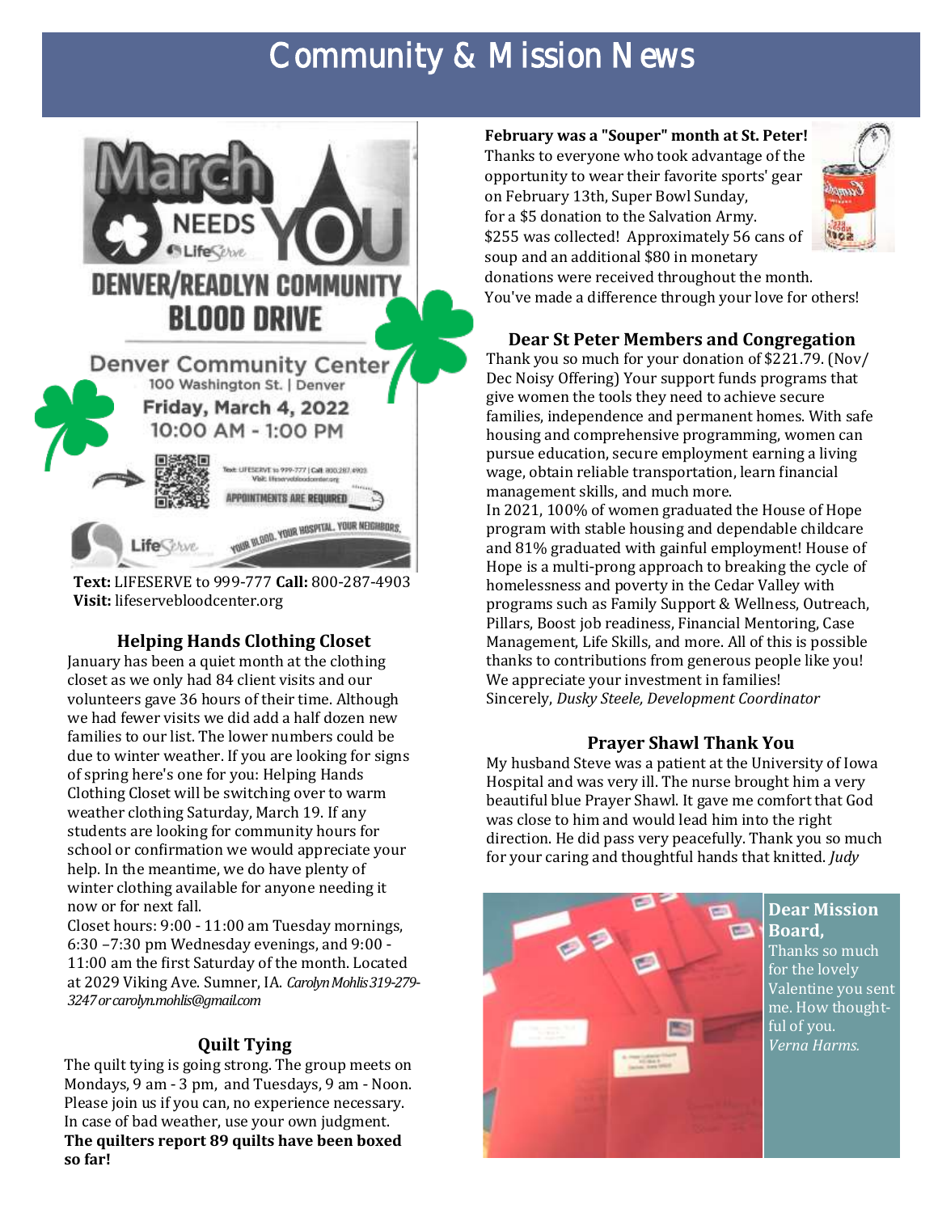# Community & Mission News

March NEEDS YOU

LifeServe

DENVER/READLYN COMMUNITY BLOOD DRIVE

Denver Community Center
100 Washington St. | Denver
Friday, March 4, 2022
10:00 AM - 1:00 PM

APPOINTMENTS ARE REQUIRED

**Text:** LIFESERVE to 999-777 **Call:** 800-287-4903
**Visit:** lifeservebloodcenter.org

### Helping Hands Clothing Closet

January has been a quiet month at the clothing closet as we only had 84 client visits and our volunteers gave 36 hours of their time. Although we had fewer visits we did add a half dozen new families to our list. The lower numbers could be due to winter weather. If you are looking for signs of spring here's one for you: Helping Hands Clothing Closet will be switching over to warm weather clothing Saturday, March 19. If any students are looking for community hours for school or confirmation we would appreciate your help. In the meantime, we do have plenty of winter clothing available for anyone needing it now or for next fall.

Closet hours: 9:00 - 11:00 am Tuesday mornings, 6:30 –7:30 pm Wednesday evenings, and 9:00 - 11:00 am the first Saturday of the month. Located at 2029 Viking Ave. Sumner, IA. *Carolyn Mohlis 319-279-3247 or carolyn.mohlis@gmail.com*

### Quilt Tying

The quilt tying is going strong. The group meets on Mondays, 9 am - 3 pm, and Tuesdays, 9 am - Noon. Please join us if you can, no experience necessary. In case of bad weather, use your own judgment. **The quilters report 89 quilts have been boxed so far!**

**February was a "Souper" month at St. Peter!**
Thanks to everyone who took advantage of the opportunity to wear their favorite sports' gear on February 13th, Super Bowl Sunday, for a $5 donation to the Salvation Army. $255 was collected! Approximately 56 cans of soup and an additional $80 in monetary donations were received throughout the month. You've made a difference through your love for others!

### Dear St Peter Members and Congregation

Thank you so much for your donation of $221.79. (Nov/Dec Noisy Offering) Your support funds programs that give women the tools they need to achieve secure families, independence and permanent homes. With safe housing and comprehensive programming, women can pursue education, secure employment earning a living wage, obtain reliable transportation, learn financial management skills, and much more.

In 2021, 100% of women graduated the House of Hope program with stable housing and dependable childcare and 81% graduated with gainful employment! House of Hope is a multi-prong approach to breaking the cycle of homelessness and poverty in the Cedar Valley with programs such as Family Support & Wellness, Outreach, Pillars, Boost job readiness, Financial Mentoring, Case Management, Life Skills, and more. All of this is possible thanks to contributions from generous people like you! We appreciate your investment in families!

Sincerely, *Dusky Steele, Development Coordinator*

### Prayer Shawl Thank You

My husband Steve was a patient at the University of Iowa Hospital and was very ill. The nurse brought him a very beautiful blue Prayer Shawl. It gave me comfort that God was close to him and would lead him into the right direction. He did pass very peacefully. Thank you so much for your caring and thoughtful hands that knitted. *Judy*

### Dear Mission Board,

Thanks so much for the lovely Valentine you sent me. How thoughtful of you.
*Verna Harms.*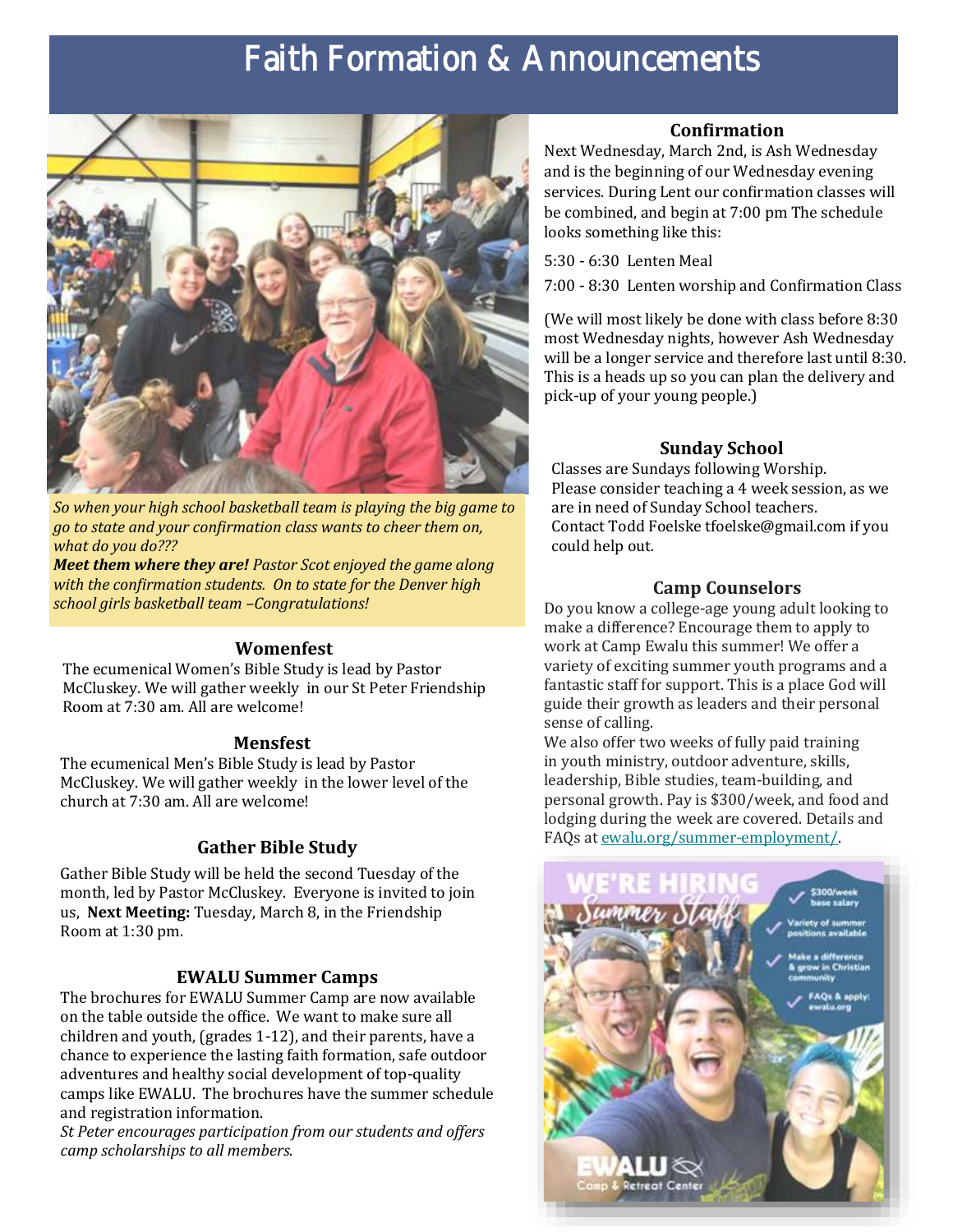# Faith Formation & Announcements

*So when your high school basketball team is playing the big game to go to state and your confirmation class wants to cheer them on, what do you do???*

***Meet them where they are!*** *Pastor Scot enjoyed the game along with the confirmation students. On to state for the Denver high school girls basketball team –Congratulations!*

### Womenfest

The ecumenical Women's Bible Study is lead by Pastor McCluskey. We will gather weekly in our St Peter Friendship Room at 7:30 am. All are welcome!

### Mensfest

The ecumenical Men's Bible Study is lead by Pastor McCluskey. We will gather weekly in the lower level of the church at 7:30 am. All are welcome!

### Gather Bible Study

Gather Bible Study will be held the second Tuesday of the month, led by Pastor McCluskey. Everyone is invited to join us, **Next Meeting:** Tuesday, March 8, in the Friendship Room at 1:30 pm.

### EWALU Summer Camps

The brochures for EWALU Summer Camp are now available on the table outside the office. We want to make sure all children and youth, (grades 1-12), and their parents, have a chance to experience the lasting faith formation, safe outdoor adventures and healthy social development of top-quality camps like EWALU. The brochures have the summer schedule and registration information.

*St Peter encourages participation from our students and offers camp scholarships to all members.*

### Confirmation

Next Wednesday, March 2nd, is Ash Wednesday and is the beginning of our Wednesday evening services. During Lent our confirmation classes will be combined, and begin at 7:00 pm The schedule looks something like this:

5:30 - 6:30 Lenten Meal

7:00 - 8:30 Lenten worship and Confirmation Class

(We will most likely be done with class before 8:30 most Wednesday nights, however Ash Wednesday will be a longer service and therefore last until 8:30. This is a heads up so you can plan the delivery and pick-up of your young people.)

### Sunday School

Classes are Sundays following Worship. Please consider teaching a 4 week session, as we are in need of Sunday School teachers. Contact Todd Foelske tfoelske@gmail.com if you could help out.

### Camp Counselors

Do you know a college-age young adult looking to make a difference? Encourage them to apply to work at Camp Ewalu this summer! We offer a variety of exciting summer youth programs and a fantastic staff for support. This is a place God will guide their growth as leaders and their personal sense of calling.

We also offer two weeks of fully paid training in youth ministry, outdoor adventure, skills, leadership, Bible studies, team-building, and personal growth. Pay is $300/week, and food and lodging during the week are covered. Details and FAQs at ewalu.org/summer-employment/.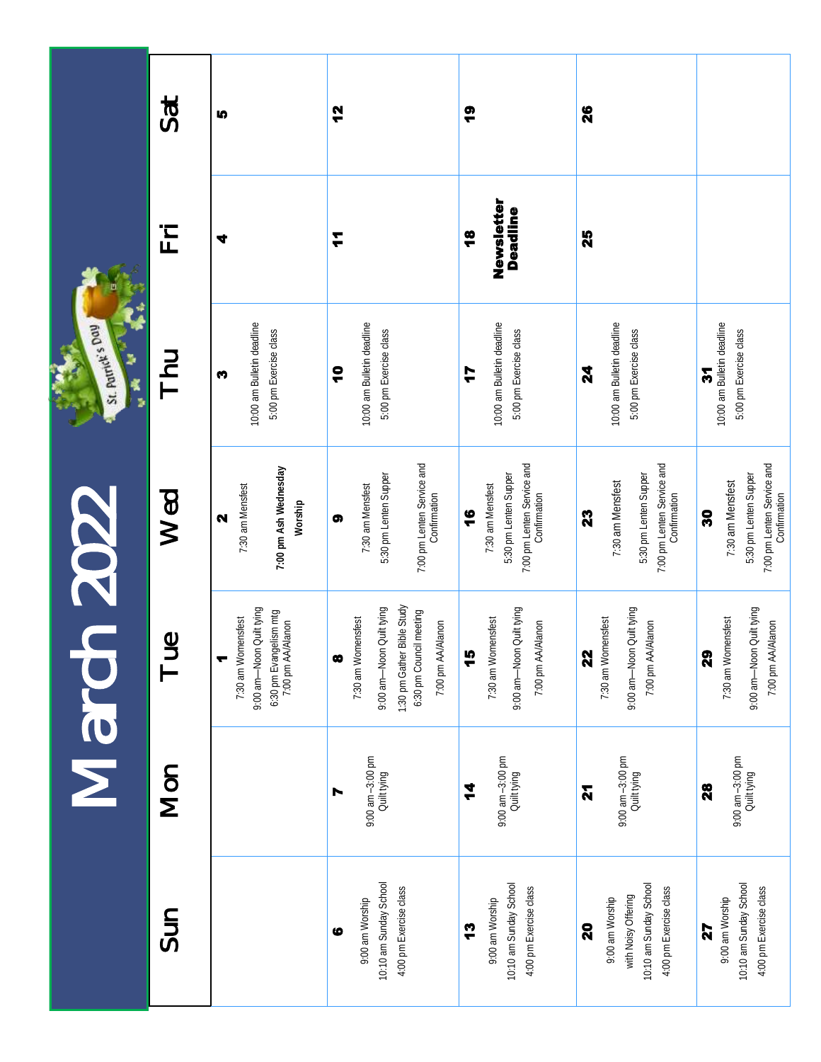# March 2022

| Sun | Mon | Tue | Wed | Thu | Fri | Sat |
|---|---|---|---|---|---|---|
| | | **1**<br>7:30 am Womensfest<br>9:00 am—Noon Quilt tying<br>6:30 pm Evangelism mtg<br>7:00 pm AA/Alanon | **2**<br>7:30 am Mensfest<br>**7:00 pm Ash Wednesday Worship** | **3**<br>10:00 am Bulletin deadline<br>5:00 pm Exercise class | **4** | **5** |
| **6**<br>9:00 am Worship<br>10:10 am Sunday School<br>4:00 pm Exercise class | **7**<br>9:00 am –3:00 pm Quilt tying | **8**<br>7:30 am Womensfest<br>9:00 am—Noon Quilt tying<br>1:30 pm Gather Bible Study<br>6:30 pm Council meeting<br>7:00 pm AA/Alanon | **9**<br>7:30 am Mensfest<br>5:30 pm Lenten Supper<br>7:00 pm Lenten Service and Confirmation | **10**<br>10:00 am Bulletin deadline<br>5:00 pm Exercise class | **11** | **12** |
| **13**<br>9:00 am Worship<br>10:10 am Sunday School<br>4:00 pm Exercise class | **14**<br>9:00 am –3:00 pm Quilt tying | **15**<br>7:30 am Womensfest<br>9:00 am—Noon Quilt tying<br>7:00 pm AA/Alanon | **16**<br>7:30 am Mensfest<br>5:30 pm Lenten Supper<br>7:00 pm Lenten Service and Confirmation | **17**<br>10:00 am Bulletin deadline<br>5:00 pm Exercise class | **18**<br>**Newsletter Deadline** | **19** |
| **20**<br>9:00 am Worship with Noisy Offering<br>10:10 am Sunday School<br>4:00 pm Exercise class | **21**<br>9:00 am –3:00 pm Quilt tying | **22**<br>7:30 am Womensfest<br>9:00 am—Noon Quilt tying<br>7:00 pm AA/Alanon | **23**<br>7:30 am Mensfest<br>5:30 pm Lenten Supper<br>7:00 pm Lenten Service and Confirmation | **24**<br>10:00 am Bulletin deadline<br>5:00 pm Exercise class | **25** | **26** |
| **27**<br>9:00 am Worship<br>10:10 am Sunday School<br>4:00 pm Exercise class | **28**<br>9:00 am –3:00 pm Quilt tying | **29**<br>7:30 am Womensfest<br>9:00 am—Noon Quilt tying<br>7:00 pm AA/Alanon | **30**<br>7:30 am Mensfest<br>5:30 pm Lenten Supper<br>7:00 pm Lenten Service and Confirmation | **31**<br>10:00 am Bulletin deadline<br>5:00 pm Exercise class | | |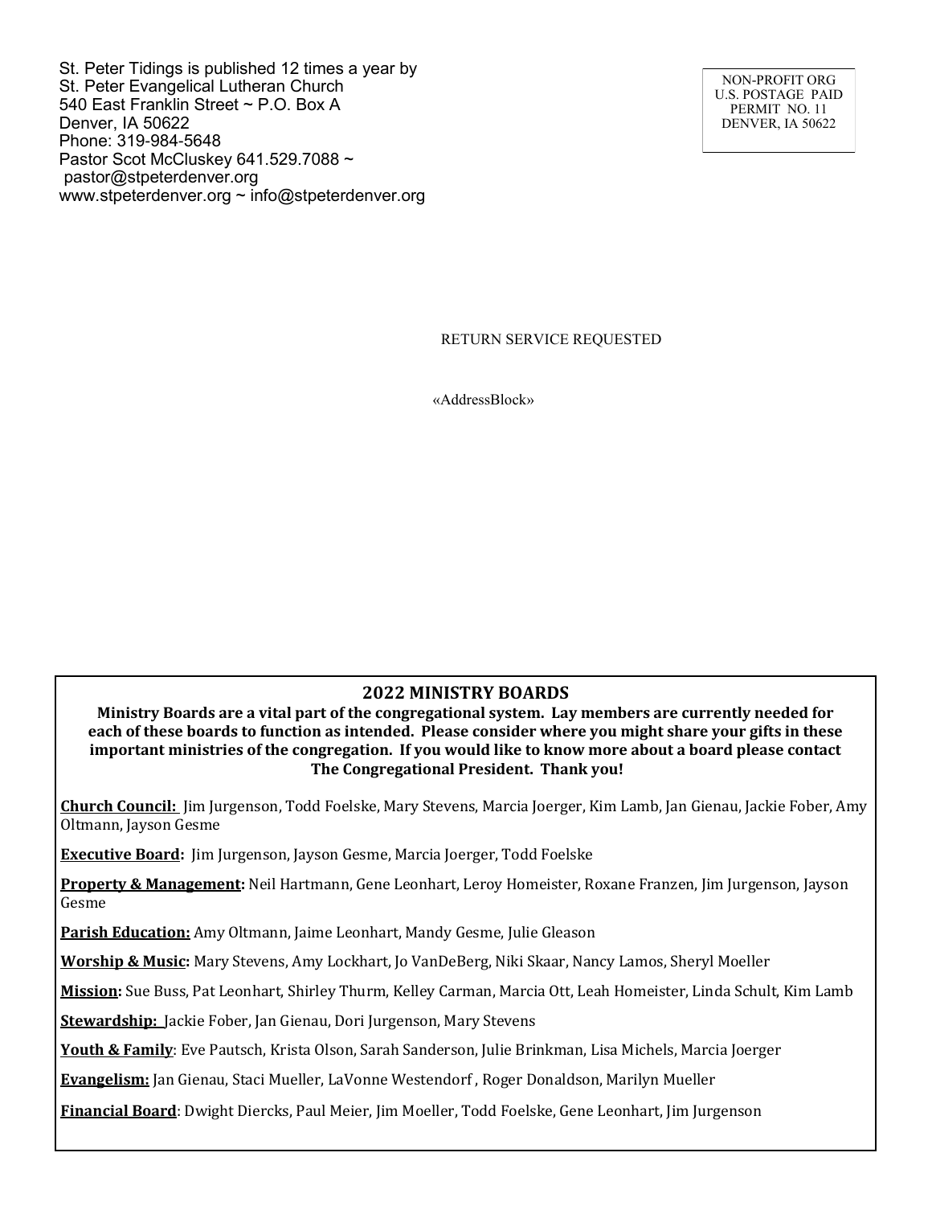St. Peter Tidings is published 12 times a year by
St. Peter Evangelical Lutheran Church
540 East Franklin Street ~ P.O. Box A
Denver, IA 50622
Phone: 319-984-5648
Pastor Scot McCluskey 641.529.7088 ~
pastor@stpeterdenver.org
www.stpeterdenver.org ~ info@stpeterdenver.org

NON-PROFIT ORG
U.S. POSTAGE PAID
PERMIT NO. 11
DENVER, IA 50622

RETURN SERVICE REQUESTED

«AddressBlock»

## 2022 MINISTRY BOARDS

**Ministry Boards are a vital part of the congregational system. Lay members are currently needed for each of these boards to function as intended. Please consider where you might share your gifts in these important ministries of the congregation. If you would like to know more about a board please contact The Congregational President. Thank you!**

**Church Council:** Jim Jurgenson, Todd Foelske, Mary Stevens, Marcia Joerger, Kim Lamb, Jan Gienau, Jackie Fober, Amy Oltmann, Jayson Gesme

**Executive Board:** Jim Jurgenson, Jayson Gesme, Marcia Joerger, Todd Foelske

**Property & Management:** Neil Hartmann, Gene Leonhart, Leroy Homeister, Roxane Franzen, Jim Jurgenson, Jayson Gesme

**Parish Education:** Amy Oltmann, Jaime Leonhart, Mandy Gesme, Julie Gleason

**Worship & Music:** Mary Stevens, Amy Lockhart, Jo VanDeBerg, Niki Skaar, Nancy Lamos, Sheryl Moeller

**Mission:** Sue Buss, Pat Leonhart, Shirley Thurm, Kelley Carman, Marcia Ott, Leah Homeister, Linda Schult, Kim Lamb

**Stewardship:** Jackie Fober, Jan Gienau, Dori Jurgenson, Mary Stevens

**Youth & Family**: Eve Pautsch, Krista Olson, Sarah Sanderson, Julie Brinkman, Lisa Michels, Marcia Joerger

**Evangelism:** Jan Gienau, Staci Mueller, LaVonne Westendorf , Roger Donaldson, Marilyn Mueller

**Financial Board**: Dwight Diercks, Paul Meier, Jim Moeller, Todd Foelske, Gene Leonhart, Jim Jurgenson